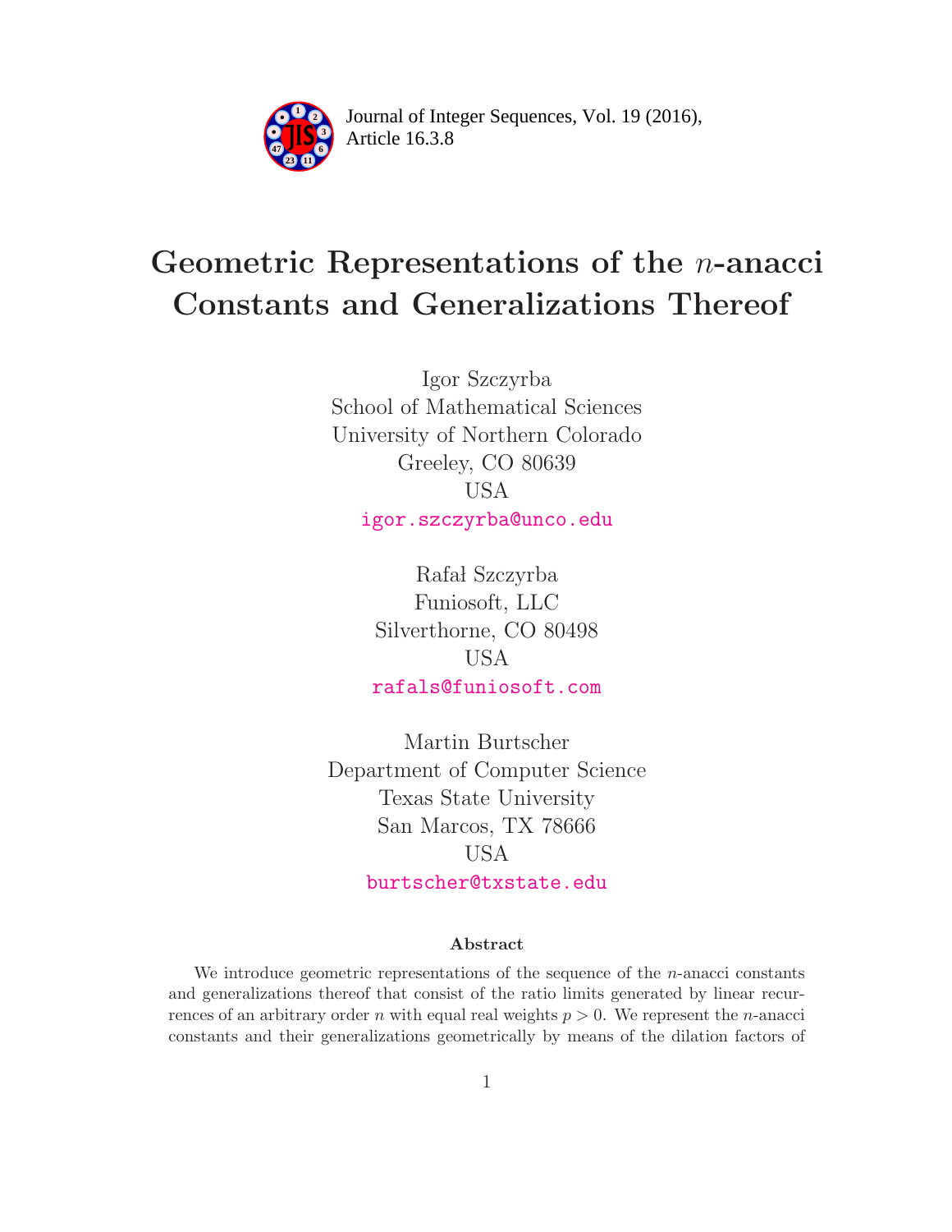# Geometric Representations of the $n$-anacci Constants and Generalizations Thereof

Igor Szczyrba
School of Mathematical Sciences
University of Northern Colorado
Greeley, CO 80639
USA
igor.szczyrba@unco.edu

Rafał Szczyrba
Funiosoft, LLC
Silverthorne, CO 80498
USA
rafals@funiosoft.com

Martin Burtscher
Department of Computer Science
Texas State University
San Marcos, TX 78666
USA
burtscher@txstate.edu

### Abstract

We introduce geometric representations of the sequence of the $n$-anacci constants and generalizations thereof that consist of the ratio limits generated by linear recurrences of an arbitrary order $n$ with equal real weights $p > 0$. We represent the $n$-anacci constants and their generalizations geometrically by means of the dilation factors of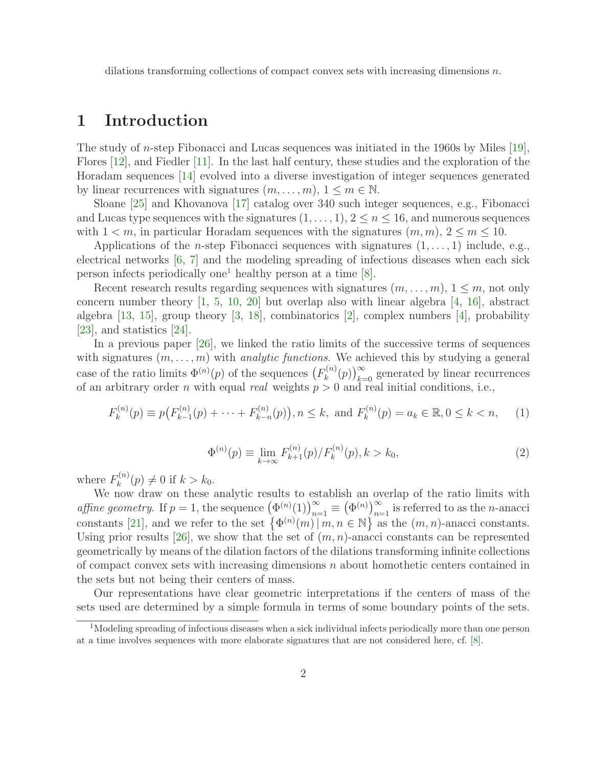dilations transforming collections of compact convex sets with increasing dimensions $n$.

## 1 Introduction

The study of $n$-step Fibonacci and Lucas sequences was initiated in the 1960s by Miles [19], Flores [12], and Fiedler [11]. In the last half century, these studies and the exploration of the Horadam sequences [14] evolved into a diverse investigation of integer sequences generated by linear recurrences with signatures $(m, \ldots, m)$, $1 \leq m \in \mathbb{N}$.

Sloane [25] and Khovanova [17] catalog over 340 such integer sequences, e.g., Fibonacci and Lucas type sequences with the signatures $(1, \ldots, 1)$, $2 \leq n \leq 16$, and numerous sequences with $1 < m$, in particular Horadam sequences with the signatures $(m, m)$, $2 \leq m \leq 10$.

Applications of the $n$-step Fibonacci sequences with signatures $(1, \ldots, 1)$ include, e.g., electrical networks [6, 7] and the modeling spreading of infectious diseases when each sick person infects periodically one[1] healthy person at a time [8].

Recent research results regarding sequences with signatures $(m, \ldots, m)$, $1 \leq m$, not only concern number theory [1, 5, 10, 20] but overlap also with linear algebra [4, 16], abstract algebra [13, 15], group theory [3, 18], combinatorics [2], complex numbers [4], probability [23], and statistics [24].

In a previous paper [26], we linked the ratio limits of the successive terms of sequences with signatures $(m, \ldots, m)$ with *analytic functions*. We achieved this by studying a general case of the ratio limits $\Phi^{(n)}(p)$ of the sequences $\big(F_k^{(n)}(p)\big)_{k=0}^{\infty}$ generated by linear recurrences of an arbitrary order $n$ with equal *real* weights $p > 0$ and real initial conditions, i.e.,

$$F_k^{(n)}(p) \equiv p\big(F_{k-1}^{(n)}(p) + \cdots + F_{k-n}^{(n)}(p)\big), n \leq k, \text{ and } F_k^{(n)}(p) = a_k \in \mathbb{R}, 0 \leq k < n, \tag{1}$$

$$\Phi^{(n)}(p) \equiv \lim_{k \to \infty} F_{k+1}^{(n)}(p)/F_k^{(n)}(p), k > k_0, \tag{2}$$

where $F_k^{(n)}(p) \neq 0$ if $k > k_0$.

We now draw on these analytic results to establish an overlap of the ratio limits with *affine geometry*. If $p = 1$, the sequence $\big(\Phi^{(n)}(1)\big)_{n=1}^{\infty} \equiv \big(\Phi^{(n)}\big)_{n=1}^{\infty}$ is referred to as the $n$-anacci constants [21], and we refer to the set $\big\{\Phi^{(n)}(m) \,|\, m, n \in \mathbb{N}\big\}$ as the $(m, n)$-anacci constants. Using prior results [26], we show that the set of $(m, n)$-anacci constants can be represented geometrically by means of the dilation factors of the dilations transforming infinite collections of compact convex sets with increasing dimensions $n$ about homothetic centers contained in the sets but not being their centers of mass.

Our representations have clear geometric interpretations if the centers of mass of the sets used are determined by a simple formula in terms of some boundary points of the sets.

[1] Modeling spreading of infectious diseases when a sick individual infects periodically more than one person at a time involves sequences with more elaborate signatures that are not considered here, cf. [8].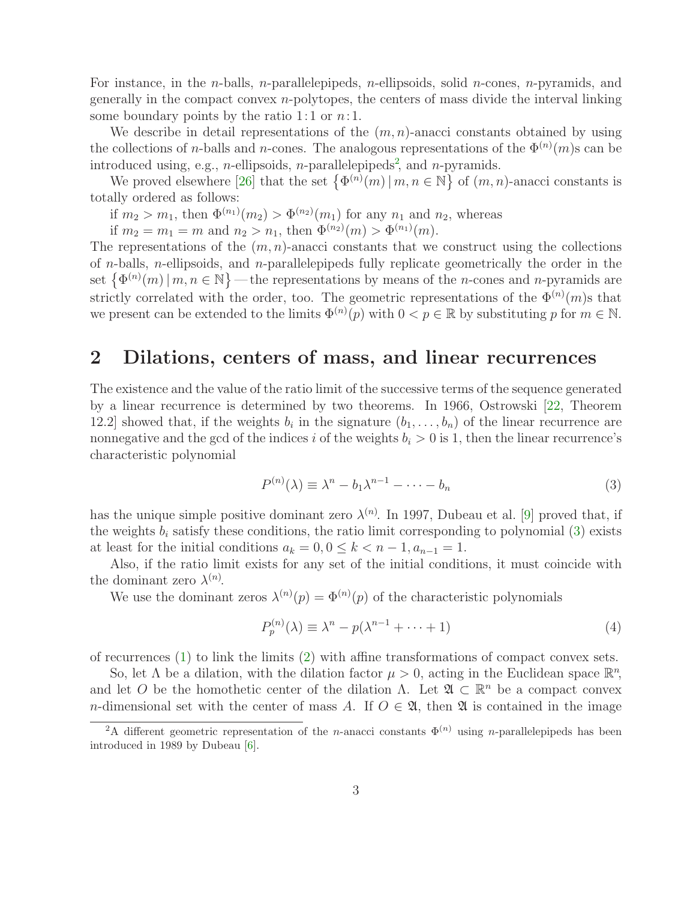For instance, in the $n$-balls, $n$-parallelepipeds, $n$-ellipsoids, solid $n$-cones, $n$-pyramids, and generally in the compact convex $n$-polytopes, the centers of mass divide the interval linking some boundary points by the ratio $1{:}1$ or $n{:}1$.

We describe in detail representations of the $(m,n)$-anacci constants obtained by using the collections of $n$-balls and $n$-cones. The analogous representations of the $\Phi^{(n)}(m)$s can be introduced using, e.g., $n$-ellipsoids, $n$-parallelepipeds[2], and $n$-pyramids.

We proved elsewhere [26] that the set $\left\{\Phi^{(n)}(m) \,|\, m,n \in \mathbb{N}\right\}$ of $(m,n)$-anacci constants is totally ordered as follows:

if $m_2 > m_1$, then $\Phi^{(n_1)}(m_2) > \Phi^{(n_2)}(m_1)$ for any $n_1$ and $n_2$, whereas

if $m_2 = m_1 = m$ and $n_2 > n_1$, then $\Phi^{(n_2)}(m) > \Phi^{(n_1)}(m)$.

The representations of the $(m,n)$-anacci constants that we construct using the collections of $n$-balls, $n$-ellipsoids, and $n$-parallelepipeds fully replicate geometrically the order in the set $\left\{\Phi^{(n)}(m) \,|\, m,n \in \mathbb{N}\right\}$ — the representations by means of the $n$-cones and $n$-pyramids are strictly correlated with the order, too. The geometric representations of the $\Phi^{(n)}(m)$s that we present can be extended to the limits $\Phi^{(n)}(p)$ with $0 < p \in \mathbb{R}$ by substituting $p$ for $m \in \mathbb{N}$.

## 2 Dilations, centers of mass, and linear recurrences

The existence and the value of the ratio limit of the successive terms of the sequence generated by a linear recurrence is determined by two theorems. In 1966, Ostrowski [22, Theorem 12.2] showed that, if the weights $b_i$ in the signature $(b_1, \ldots, b_n)$ of the linear recurrence are nonnegative and the gcd of the indices $i$ of the weights $b_i > 0$ is 1, then the linear recurrence's characteristic polynomial

$$P^{(n)}(\lambda) \equiv \lambda^n - b_1\lambda^{n-1} - \cdots - b_n \tag{3}$$

has the unique simple positive dominant zero $\lambda^{(n)}$. In 1997, Dubeau et al. [9] proved that, if the weights $b_i$ satisfy these conditions, the ratio limit corresponding to polynomial (3) exists at least for the initial conditions $a_k = 0, 0 \leq k < n-1, a_{n-1} = 1$.

Also, if the ratio limit exists for any set of the initial conditions, it must coincide with the dominant zero $\lambda^{(n)}$.

We use the dominant zeros $\lambda^{(n)}(p) = \Phi^{(n)}(p)$ of the characteristic polynomials

$$P_p^{(n)}(\lambda) \equiv \lambda^n - p(\lambda^{n-1} + \cdots + 1) \tag{4}$$

of recurrences (1) to link the limits (2) with affine transformations of compact convex sets.

So, let $\Lambda$ be a dilation, with the dilation factor $\mu > 0$, acting in the Euclidean space $\mathbb{R}^n$, and let $O$ be the homothetic center of the dilation $\Lambda$. Let $\mathfrak{A} \subset \mathbb{R}^n$ be a compact convex $n$-dimensional set with the center of mass $A$. If $O \in \mathfrak{A}$, then $\mathfrak{A}$ is contained in the image

[2] A different geometric representation of the $n$-anacci constants $\Phi^{(n)}$ using $n$-parallelepipeds has been introduced in 1989 by Dubeau [6].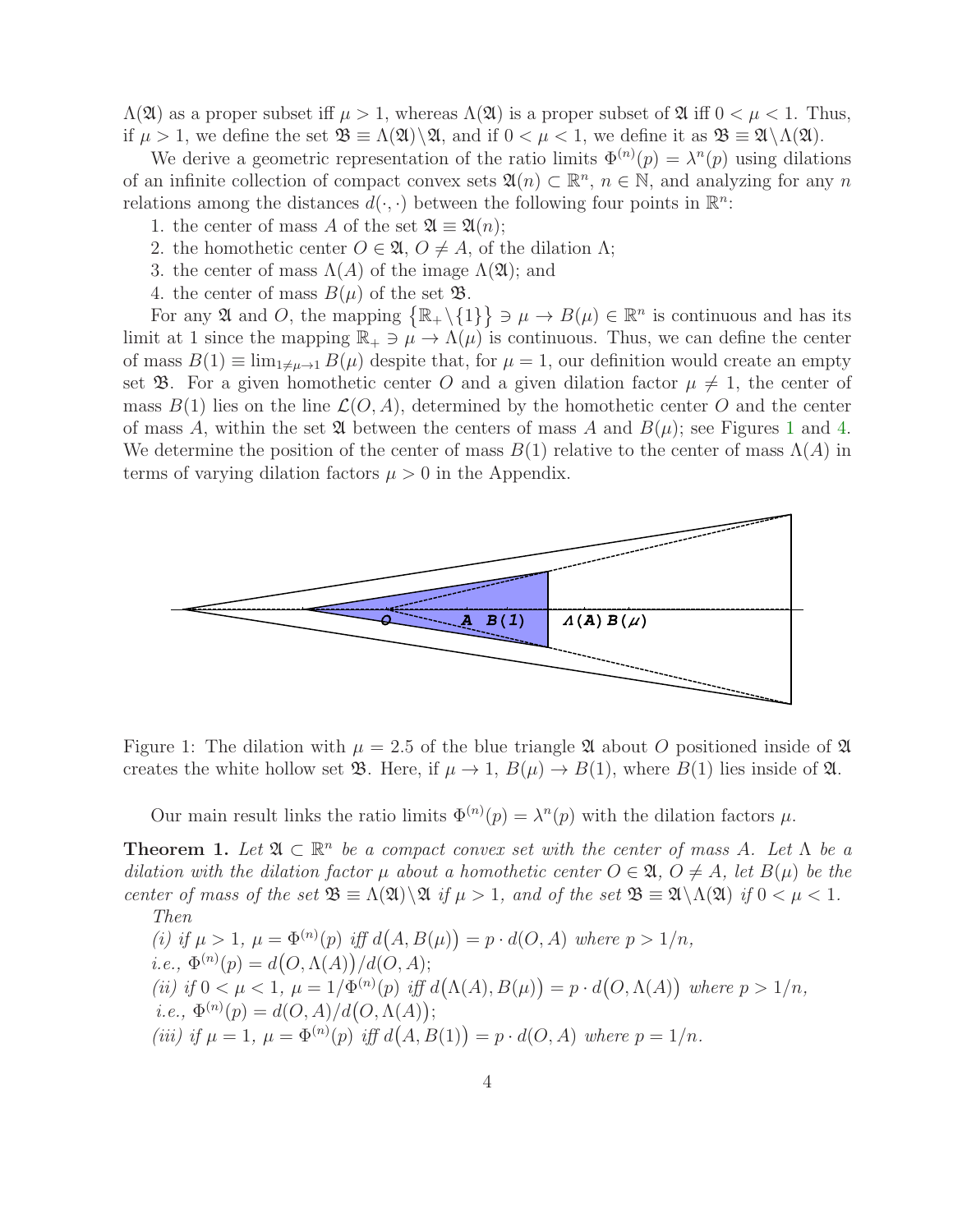$\Lambda(\mathfrak{A})$ as a proper subset iff $\mu > 1$, whereas $\Lambda(\mathfrak{A})$ is a proper subset of $\mathfrak{A}$ iff $0 < \mu < 1$. Thus, if $\mu > 1$, we define the set $\mathfrak{B} \equiv \Lambda(\mathfrak{A})\backslash\mathfrak{A}$, and if $0 < \mu < 1$, we define it as $\mathfrak{B} \equiv \mathfrak{A}\backslash\Lambda(\mathfrak{A})$.

We derive a geometric representation of the ratio limits $\Phi^{(n)}(p) = \lambda^n(p)$ using dilations of an infinite collection of compact convex sets $\mathfrak{A}(n) \subset \mathbb{R}^n$, $n \in \mathbb{N}$, and analyzing for any $n$ relations among the distances $d(\cdot,\cdot)$ between the following four points in $\mathbb{R}^n$:

1. the center of mass $A$ of the set $\mathfrak{A} \equiv \mathfrak{A}(n)$;
2. the homothetic center $O \in \mathfrak{A}$, $O \neq A$, of the dilation $\Lambda$;
3. the center of mass $\Lambda(A)$ of the image $\Lambda(\mathfrak{A})$; and
4. the center of mass $B(\mu)$ of the set $\mathfrak{B}$.

For any $\mathfrak{A}$ and $O$, the mapping $\{\mathbb{R}_+\backslash\{1\}\} \ni \mu \to B(\mu) \in \mathbb{R}^n$ is continuous and has its limit at 1 since the mapping $\mathbb{R}_+ \ni \mu \to \Lambda(\mu)$ is continuous. Thus, we can define the center of mass $B(1) \equiv \lim_{1\neq\mu\to 1} B(\mu)$ despite that, for $\mu = 1$, our definition would create an empty set $\mathfrak{B}$. For a given homothetic center $O$ and a given dilation factor $\mu \neq 1$, the center of mass $B(1)$ lies on the line $\mathcal{L}(O, A)$, determined by the homothetic center $O$ and the center of mass $A$, within the set $\mathfrak{A}$ between the centers of mass $A$ and $B(\mu)$; see Figures 1 and 4. We determine the position of the center of mass $B(1)$ relative to the center of mass $\Lambda(A)$ in terms of varying dilation factors $\mu > 0$ in the Appendix.

Figure 1: The dilation with $\mu = 2.5$ of the blue triangle $\mathfrak{A}$ about $O$ positioned inside of $\mathfrak{A}$ creates the white hollow set $\mathfrak{B}$. Here, if $\mu \to 1$, $B(\mu) \to B(1)$, where $B(1)$ lies inside of $\mathfrak{A}$.

Our main result links the ratio limits $\Phi^{(n)}(p) = \lambda^n(p)$ with the dilation factors $\mu$.

**Theorem 1.** *Let $\mathfrak{A} \subset \mathbb{R}^n$ be a compact convex set with the center of mass $A$. Let $\Lambda$ be a dilation with the dilation factor $\mu$ about a homothetic center $O \in \mathfrak{A}$, $O \neq A$, let $B(\mu)$ be the center of mass of the set $\mathfrak{B} \equiv \Lambda(\mathfrak{A})\backslash\mathfrak{A}$ if $\mu > 1$, and of the set $\mathfrak{B} \equiv \mathfrak{A}\backslash\Lambda(\mathfrak{A})$ if $0 < \mu < 1$. Then*

*(i) if $\mu > 1$, $\mu = \Phi^{(n)}(p)$ iff $d\big(A, B(\mu)\big) = p \cdot d(O, A)$ where $p > 1/n$, i.e., $\Phi^{(n)}(p) = d\big(O, \Lambda(A)\big)/d(O, A)$;*

*(ii) if $0 < \mu < 1$, $\mu = 1/\Phi^{(n)}(p)$ iff $d\big(\Lambda(A), B(\mu)\big) = p \cdot d\big(O, \Lambda(A)\big)$ where $p > 1/n$, i.e., $\Phi^{(n)}(p) = d(O, A)/d\big(O, \Lambda(A)\big)$;*

*(iii) if $\mu = 1$, $\mu = \Phi^{(n)}(p)$ iff $d\big(A, B(1)\big) = p \cdot d(O, A)$ where $p = 1/n$.*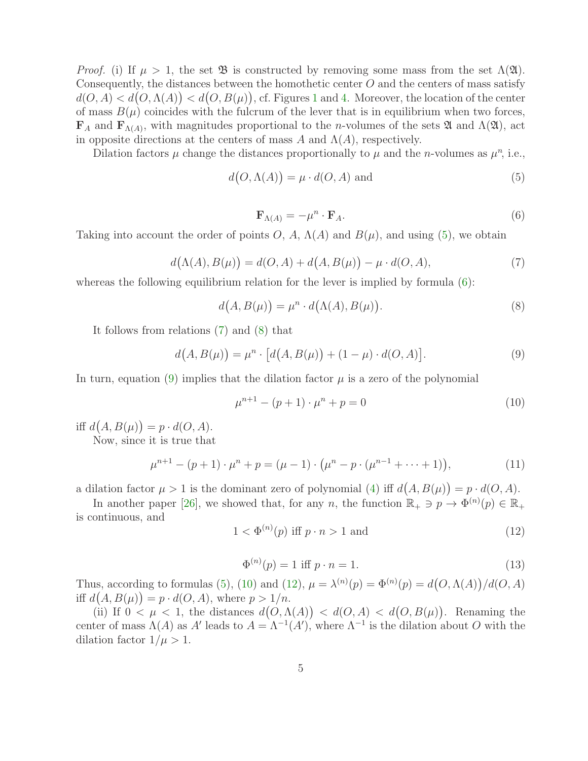*Proof.* (i) If $\mu > 1$, the set $\mathfrak{B}$ is constructed by removing some mass from the set $\Lambda(\mathfrak{A})$. Consequently, the distances between the homothetic center $O$ and the centers of mass satisfy $d(O, A) < d\big(O, \Lambda(A)\big) < d\big(O, B(\mu)\big)$, cf. Figures 1 and 4. Moreover, the location of the center of mass $B(\mu)$ coincides with the fulcrum of the lever that is in equilibrium when two forces, $\mathbf{F}_A$ and $\mathbf{F}_{\Lambda(A)}$, with magnitudes proportional to the $n$-volumes of the sets $\mathfrak{A}$ and $\Lambda(\mathfrak{A})$, act in opposite directions at the centers of mass $A$ and $\Lambda(A)$, respectively.

Dilation factors $\mu$ change the distances proportionally to $\mu$ and the $n$-volumes as $\mu^n$, i.e.,

$$d\big(O, \Lambda(A)\big) = \mu \cdot d(O, A) \text{ and} \tag{5}$$

$$\mathbf{F}_{\Lambda(A)} = -\mu^n \cdot \mathbf{F}_A. \tag{6}$$

Taking into account the order of points $O$, $A$, $\Lambda(A)$ and $B(\mu)$, and using (5), we obtain

$$d\big(\Lambda(A), B(\mu)\big) = d(O, A) + d\big(A, B(\mu)\big) - \mu \cdot d(O, A), \tag{7}$$

whereas the following equilibrium relation for the lever is implied by formula (6):

$$d\big(A, B(\mu)\big) = \mu^n \cdot d\big(\Lambda(A), B(\mu)\big). \tag{8}$$

It follows from relations (7) and (8) that

$$d\big(A, B(\mu)\big) = \mu^n \cdot \big[d\big(A, B(\mu)\big) + (1 - \mu) \cdot d(O, A)\big]. \tag{9}$$

In turn, equation (9) implies that the dilation factor $\mu$ is a zero of the polynomial

$$\mu^{n+1} - (p + 1) \cdot \mu^n + p = 0 \tag{10}$$

iff $d\big(A, B(\mu)\big) = p \cdot d(O, A)$.

Now, since it is true that

$$\mu^{n+1} - (p + 1) \cdot \mu^n + p = (\mu - 1) \cdot \big(\mu^n - p \cdot (\mu^{n-1} + \cdots + 1)\big), \tag{11}$$

a dilation factor $\mu > 1$ is the dominant zero of polynomial (4) iff $d\big(A, B(\mu)\big) = p \cdot d(O, A)$.

In another paper [26], we showed that, for any $n$, the function $\mathbb{R}_+ \ni p \to \Phi^{(n)}(p) \in \mathbb{R}_+$ is continuous, and

$$1 < \Phi^{(n)}(p) \text{ iff } p \cdot n > 1 \text{ and} \tag{12}$$

$$\Phi^{(n)}(p) = 1 \text{ iff } p \cdot n = 1. \tag{13}$$

Thus, according to formulas (5), (10) and (12), $\mu = \lambda^{(n)}(p) = \Phi^{(n)}(p) = d\big(O, \Lambda(A)\big)/d(O, A)$ iff $d\big(A, B(\mu)\big) = p \cdot d(O, A)$, where $p > 1/n$.

(ii) If $0 < \mu < 1$, the distances $d\big(O, \Lambda(A)\big) < d(O, A) < d\big(O, B(\mu)\big)$. Renaming the center of mass $\Lambda(A)$ as $A'$ leads to $A = \Lambda^{-1}(A')$, where $\Lambda^{-1}$ is the dilation about $O$ with the dilation factor $1/\mu > 1$.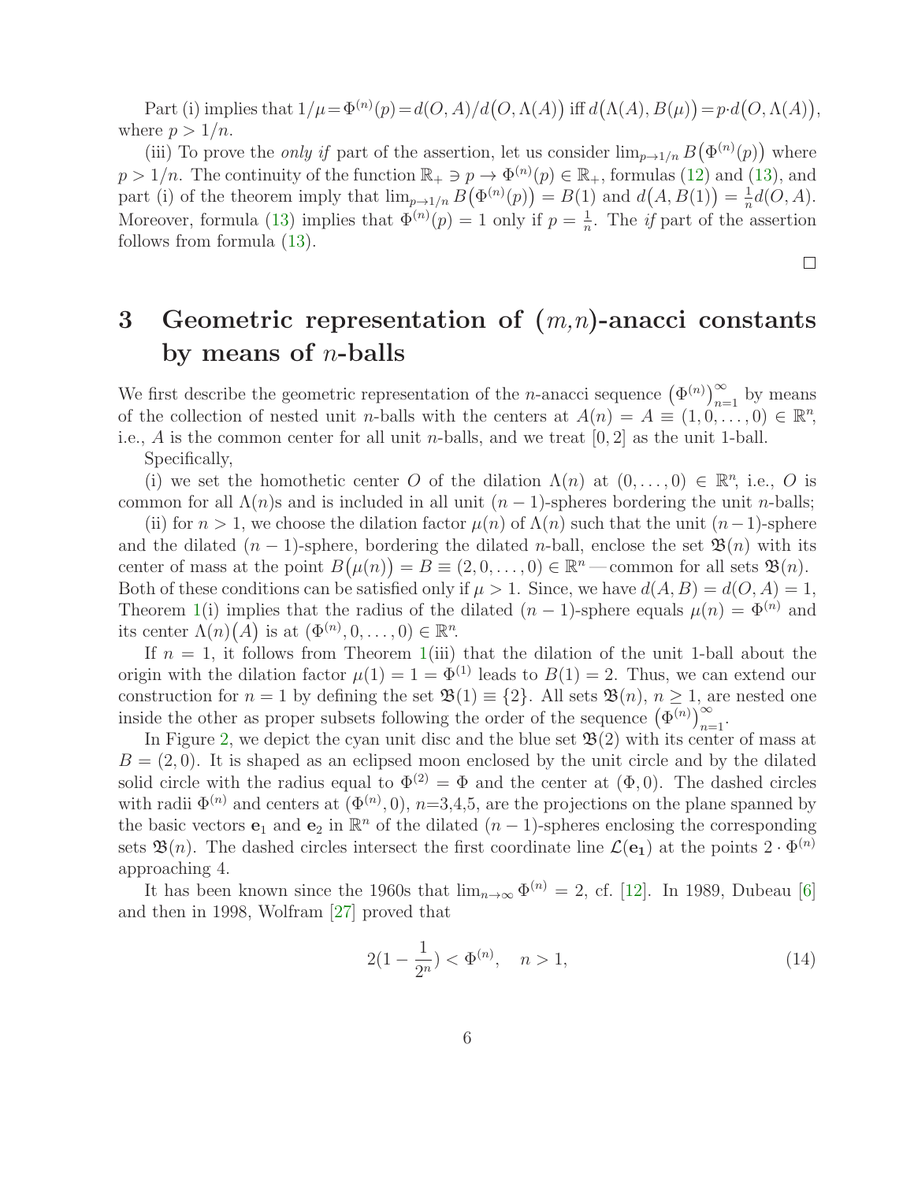Part (i) implies that $1/\mu = \Phi^{(n)}(p) = d(O,A)/d\big(O,\Lambda(A)\big)$ iff $d\big(\Lambda(A), B(\mu)\big) = p \cdot d\big(O, \Lambda(A)\big)$, where $p > 1/n$.

(iii) To prove the *only if* part of the assertion, let us consider $\lim_{p \to 1/n} B\big(\Phi^{(n)}(p)\big)$ where $p > 1/n$. The continuity of the function $\mathbb{R}_+ \ni p \to \Phi^{(n)}(p) \in \mathbb{R}_+$, formulas (12) and (13), and part (i) of the theorem imply that $\lim_{p \to 1/n} B\big(\Phi^{(n)}(p)\big) = B(1)$ and $d\big(A, B(1)\big) = \frac{1}{n} d(O, A)$. Moreover, formula (13) implies that $\Phi^{(n)}(p) = 1$ only if $p = \frac{1}{n}$. The *if* part of the assertion follows from formula (13).

□

## 3 Geometric representation of $(m,n)$-anacci constants by means of $n$-balls

We first describe the geometric representation of the $n$-anacci sequence $\big(\Phi^{(n)}\big)_{n=1}^{\infty}$ by means of the collection of nested unit $n$-balls with the centers at $A(n) = A \equiv (1, 0, \ldots, 0) \in \mathbb{R}^n$, i.e., $A$ is the common center for all unit $n$-balls, and we treat $[0, 2]$ as the unit 1-ball.

Specifically,

(i) we set the homothetic center $O$ of the dilation $\Lambda(n)$ at $(0, \ldots, 0) \in \mathbb{R}^n$, i.e., $O$ is common for all $\Lambda(n)$s and is included in all unit $(n-1)$-spheres bordering the unit $n$-balls;

(ii) for $n > 1$, we choose the dilation factor $\mu(n)$ of $\Lambda(n)$ such that the unit $(n-1)$-sphere and the dilated $(n-1)$-sphere, bordering the dilated $n$-ball, enclose the set $\mathfrak{B}(n)$ with its center of mass at the point $B\big(\mu(n)\big) = B \equiv (2, 0, \ldots, 0) \in \mathbb{R}^n$ — common for all sets $\mathfrak{B}(n)$. Both of these conditions can be satisfied only if $\mu > 1$. Since, we have $d(A, B) = d(O, A) = 1$, Theorem 1(i) implies that the radius of the dilated $(n-1)$-sphere equals $\mu(n) = \Phi^{(n)}$ and its center $\Lambda(n)\big(A\big)$ is at $(\Phi^{(n)}, 0, \ldots, 0) \in \mathbb{R}^n$.

If $n = 1$, it follows from Theorem 1(iii) that the dilation of the unit 1-ball about the origin with the dilation factor $\mu(1) = 1 = \Phi^{(1)}$ leads to $B(1) = 2$. Thus, we can extend our construction for $n = 1$ by defining the set $\mathfrak{B}(1) \equiv \{2\}$. All sets $\mathfrak{B}(n)$, $n \geq 1$, are nested one inside the other as proper subsets following the order of the sequence $\big(\Phi^{(n)}\big)_{n=1}^{\infty}$.

In Figure 2, we depict the cyan unit disc and the blue set $\mathfrak{B}(2)$ with its center of mass at $B = (2, 0)$. It is shaped as an eclipsed moon enclosed by the unit circle and by the dilated solid circle with the radius equal to $\Phi^{(2)} = \Phi$ and the center at $(\Phi, 0)$. The dashed circles with radii $\Phi^{(n)}$ and centers at $(\Phi^{(n)}, 0)$, $n$=3,4,5, are the projections on the plane spanned by the basic vectors $\mathbf{e}_1$ and $\mathbf{e}_2$ in $\mathbb{R}^n$ of the dilated $(n-1)$-spheres enclosing the corresponding sets $\mathfrak{B}(n)$. The dashed circles intersect the first coordinate line $\mathcal{L}(\mathbf{e_1})$ at the points $2 \cdot \Phi^{(n)}$ approaching 4.

It has been known since the 1960s that $\lim_{n \to \infty} \Phi^{(n)} = 2$, cf. [12]. In 1989, Dubeau [6] and then in 1998, Wolfram [27] proved that

$$2\left(1 - \frac{1}{2^n}\right) < \Phi^{(n)}, \quad n > 1, \tag{14}$$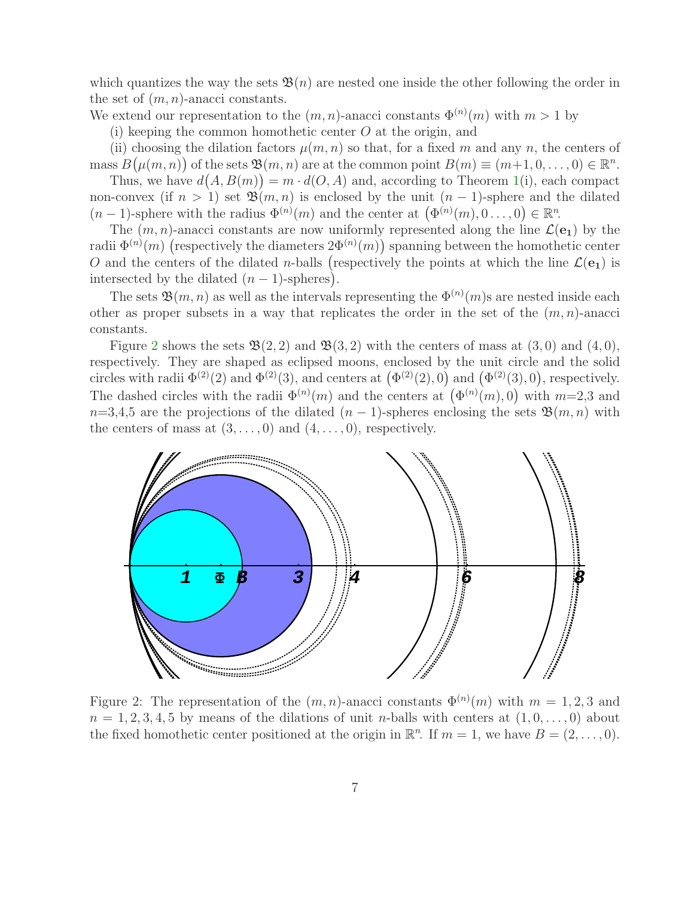which quantizes the way the sets $\mathfrak{B}(n)$ are nested one inside the other following the order in the set of $(m,n)$-anacci constants.

We extend our representation to the $(m,n)$-anacci constants $\Phi^{(n)}(m)$ with $m>1$ by

(i) keeping the common homothetic center $O$ at the origin, and

(ii) choosing the dilation factors $\mu(m,n)$ so that, for a fixed $m$ and any $n$, the centers of mass $B\big(\mu(m,n)\big)$ of the sets $\mathfrak{B}(m,n)$ are at the common point $B(m) \equiv (m+1,0,\ldots,0) \in \mathbb{R}^n$.

Thus, we have $d\big(A, B(m)\big) = m \cdot d(O,A)$ and, according to Theorem 1(i), each compact non-convex (if $n>1$) set $\mathfrak{B}(m,n)$ is enclosed by the unit $(n-1)$-sphere and the dilated $(n-1)$-sphere with the radius $\Phi^{(n)}(m)$ and the center at $\big(\Phi^{(n)}(m), 0\ldots,0\big) \in \mathbb{R}^n$.

The $(m,n)$-anacci constants are now uniformly represented along the line $\mathcal{L}(\mathbf{e_1})$ by the radii $\Phi^{(n)}(m)$ $\big($respectively the diameters $2\Phi^{(n)}(m)\big)$ spanning between the homothetic center $O$ and the centers of the dilated $n$-balls $\big($respectively the points at which the line $\mathcal{L}(\mathbf{e_1})$ is intersected by the dilated $(n-1)$-spheres$\big)$.

The sets $\mathfrak{B}(m,n)$ as well as the intervals representing the $\Phi^{(n)}(m)$s are nested inside each other as proper subsets in a way that replicates the order in the set of the $(m,n)$-anacci constants.

Figure 2 shows the sets $\mathfrak{B}(2,2)$ and $\mathfrak{B}(3,2)$ with the centers of mass at $(3,0)$ and $(4,0)$, respectively. They are shaped as eclipsed moons, enclosed by the unit circle and the solid circles with radii $\Phi^{(2)}(2)$ and $\Phi^{(2)}(3)$, and centers at $\big(\Phi^{(2)}(2),0\big)$ and $\big(\Phi^{(2)}(3),0\big)$, respectively. The dashed circles with the radii $\Phi^{(n)}(m)$ and the centers at $\big(\Phi^{(n)}(m),0\big)$ with $m$=2,3 and $n$=3,4,5 are the projections of the dilated $(n-1)$-spheres enclosing the sets $\mathfrak{B}(m,n)$ with the centers of mass at $(3,\ldots,0)$ and $(4,\ldots,0)$, respectively.

Figure 2: The representation of the $(m,n)$-anacci constants $\Phi^{(n)}(m)$ with $m=1,2,3$ and $n=1,2,3,4,5$ by means of the dilations of unit $n$-balls with centers at $(1,0,\ldots,0)$ about the fixed homothetic center positioned at the origin in $\mathbb{R}^n$. If $m=1$, we have $B=(2,\ldots,0)$.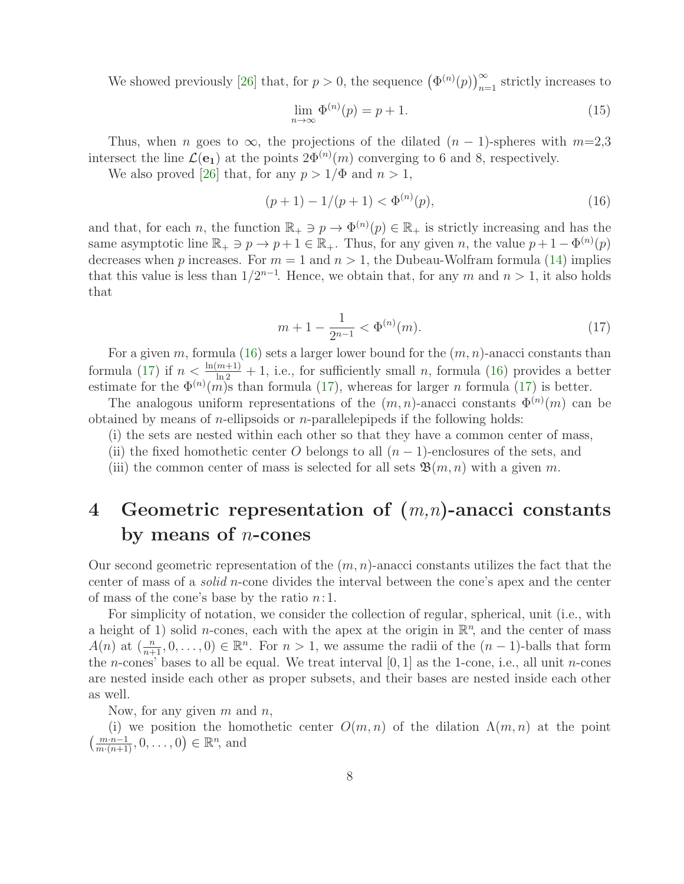We showed previously [26] that, for $p > 0$, the sequence $\left(\Phi^{(n)}(p)\right)_{n=1}^{\infty}$ strictly increases to

$$\lim_{n\to\infty} \Phi^{(n)}(p) = p + 1. \tag{15}$$

Thus, when $n$ goes to $\infty$, the projections of the dilated $(n-1)$-spheres with $m$=2,3 intersect the line $\mathcal{L}(\mathbf{e_1})$ at the points $2\Phi^{(n)}(m)$ converging to 6 and 8, respectively.

We also proved [26] that, for any $p > 1/\Phi$ and $n > 1$,

$$(p+1) - 1/(p+1) < \Phi^{(n)}(p), \tag{16}$$

and that, for each $n$, the function $\mathbb{R}_+ \ni p \to \Phi^{(n)}(p) \in \mathbb{R}_+$ is strictly increasing and has the same asymptotic line $\mathbb{R}_+ \ni p \to p+1 \in \mathbb{R}_+$. Thus, for any given $n$, the value $p + 1 - \Phi^{(n)}(p)$ decreases when $p$ increases. For $m = 1$ and $n > 1$, the Dubeau-Wolfram formula (14) implies that this value is less than $1/2^{n-1}$. Hence, we obtain that, for any $m$ and $n > 1$, it also holds that

$$m + 1 - \frac{1}{2^{n-1}} < \Phi^{(n)}(m). \tag{17}$$

For a given $m$, formula (16) sets a larger lower bound for the $(m, n)$-anacci constants than formula (17) if $n < \frac{\ln(m+1)}{\ln 2} + 1$, i.e., for sufficiently small $n$, formula (16) provides a better estimate for the $\Phi^{(n)}(m)$s than formula (17), whereas for larger $n$ formula (17) is better.

The analogous uniform representations of the $(m, n)$-anacci constants $\Phi^{(n)}(m)$ can be obtained by means of $n$-ellipsoids or $n$-parallelepipeds if the following holds:

(i) the sets are nested within each other so that they have a common center of mass,

(ii) the fixed homothetic center $O$ belongs to all $(n-1)$-enclosures of the sets, and

(iii) the common center of mass is selected for all sets $\mathfrak{B}(m, n)$ with a given $m$.

# 4 Geometric representation of $(m,n)$-anacci constants by means of $n$-cones

Our second geometric representation of the $(m, n)$-anacci constants utilizes the fact that the center of mass of a *solid* $n$-cone divides the interval between the cone's apex and the center of mass of the cone's base by the ratio $n\!:\!1$.

For simplicity of notation, we consider the collection of regular, spherical, unit (i.e., with a height of 1) solid $n$-cones, each with the apex at the origin in $\mathbb{R}^n$, and the center of mass $A(n)$ at $(\frac{n}{n+1}, 0, \ldots, 0) \in \mathbb{R}^n$. For $n > 1$, we assume the radii of the $(n-1)$-balls that form the $n$-cones' bases to all be equal. We treat interval $[0, 1]$ as the 1-cone, i.e., all unit $n$-cones are nested inside each other as proper subsets, and their bases are nested inside each other as well.

Now, for any given $m$ and $n$,

(i) we position the homothetic center $O(m, n)$ of the dilation $\Lambda(m, n)$ at the point $\left(\frac{m\cdot n - 1}{m\cdot(n+1)}, 0, \ldots, 0\right) \in \mathbb{R}^n$, and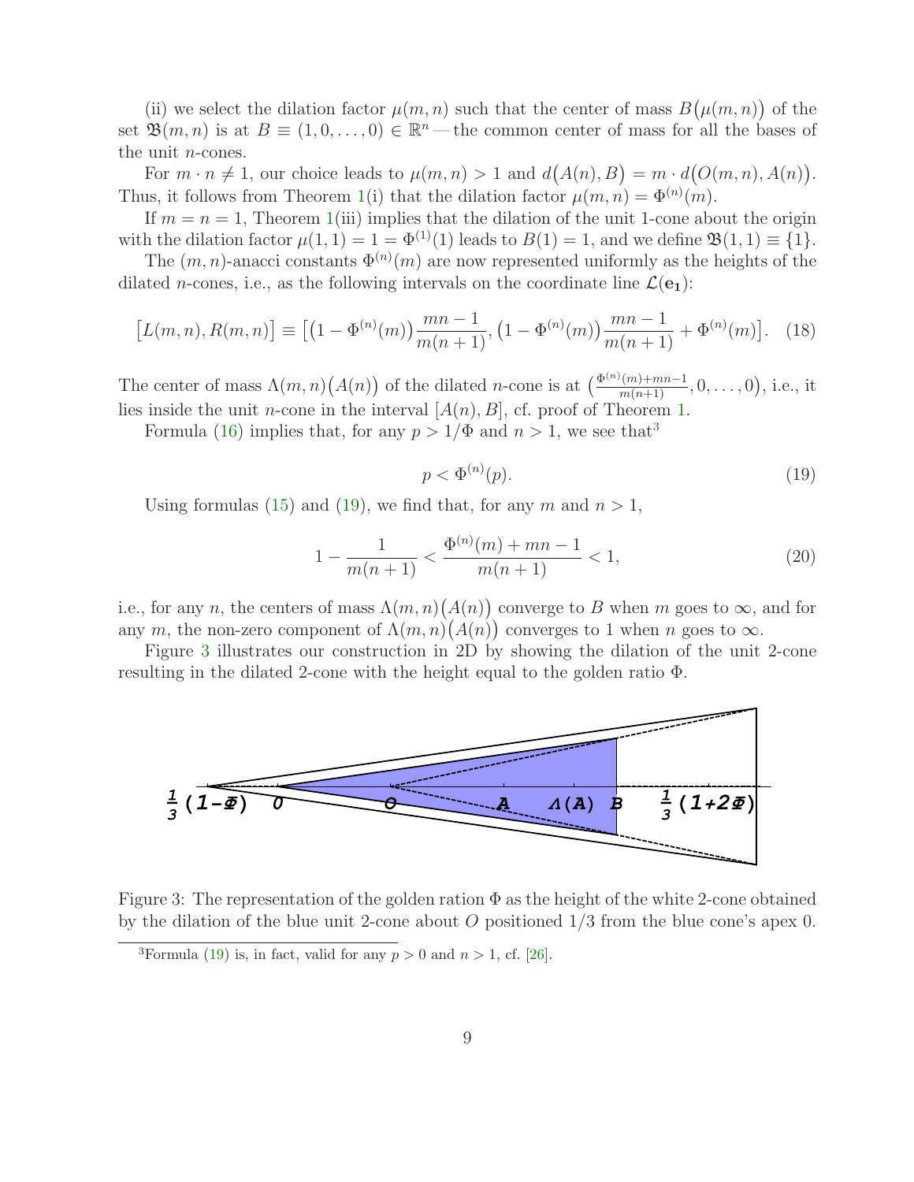(ii) we select the dilation factor $\mu(m,n)$ such that the center of mass $B\big(\mu(m,n)\big)$ of the set $\mathfrak{B}(m,n)$ is at $B \equiv (1,0,\ldots,0) \in \mathbb{R}^n$ — the common center of mass for all the bases of the unit $n$-cones.

For $m \cdot n \neq 1$, our choice leads to $\mu(m,n) > 1$ and $d\big(A(n), B\big) = m \cdot d\big(O(m,n), A(n)\big)$. Thus, it follows from Theorem 1(i) that the dilation factor $\mu(m,n) = \Phi^{(n)}(m)$.

If $m = n = 1$, Theorem 1(iii) implies that the dilation of the unit 1-cone about the origin with the dilation factor $\mu(1,1) = 1 = \Phi^{(1)}(1)$ leads to $B(1) = 1$, and we define $\mathfrak{B}(1,1) \equiv \{1\}$.

The $(m,n)$-anacci constants $\Phi^{(n)}(m)$ are now represented uniformly as the heights of the dilated $n$-cones, i.e., as the following intervals on the coordinate line $\mathcal{L}(\mathbf{e_1})$:

$$\big[L(m,n), R(m,n)\big] \equiv \Big[\big(1-\Phi^{(n)}(m)\big)\frac{mn-1}{m(n+1)}, \big(1-\Phi^{(n)}(m)\big)\frac{mn-1}{m(n+1)} + \Phi^{(n)}(m)\Big]. \quad (18)$$

The center of mass $\Lambda(m,n)\big(A(n)\big)$ of the dilated $n$-cone is at $\big(\frac{\Phi^{(n)}(m)+mn-1}{m(n+1)}, 0, \ldots, 0\big)$, i.e., it lies inside the unit $n$-cone in the interval $[A(n), B]$, cf. proof of Theorem 1.

Formula (16) implies that, for any $p > 1/\Phi$ and $n > 1$, we see that[3]

$$p < \Phi^{(n)}(p). \quad (19)$$

Using formulas (15) and (19), we find that, for any $m$ and $n > 1$,

$$1 - \frac{1}{m(n+1)} < \frac{\Phi^{(n)}(m) + mn - 1}{m(n+1)} < 1, \quad (20)$$

i.e., for any $n$, the centers of mass $\Lambda(m,n)\big(A(n)\big)$ converge to $B$ when $m$ goes to $\infty$, and for any $m$, the non-zero component of $\Lambda(m,n)\big(A(n)\big)$ converges to 1 when $n$ goes to $\infty$.

Figure 3 illustrates our construction in 2D by showing the dilation of the unit 2-cone resulting in the dilated 2-cone with the height equal to the golden ratio $\Phi$.

Figure 3: The representation of the golden ration $\Phi$ as the height of the white 2-cone obtained by the dilation of the blue unit 2-cone about $O$ positioned 1/3 from the blue cone's apex 0.

[3] Formula (19) is, in fact, valid for any $p > 0$ and $n > 1$, cf. [26].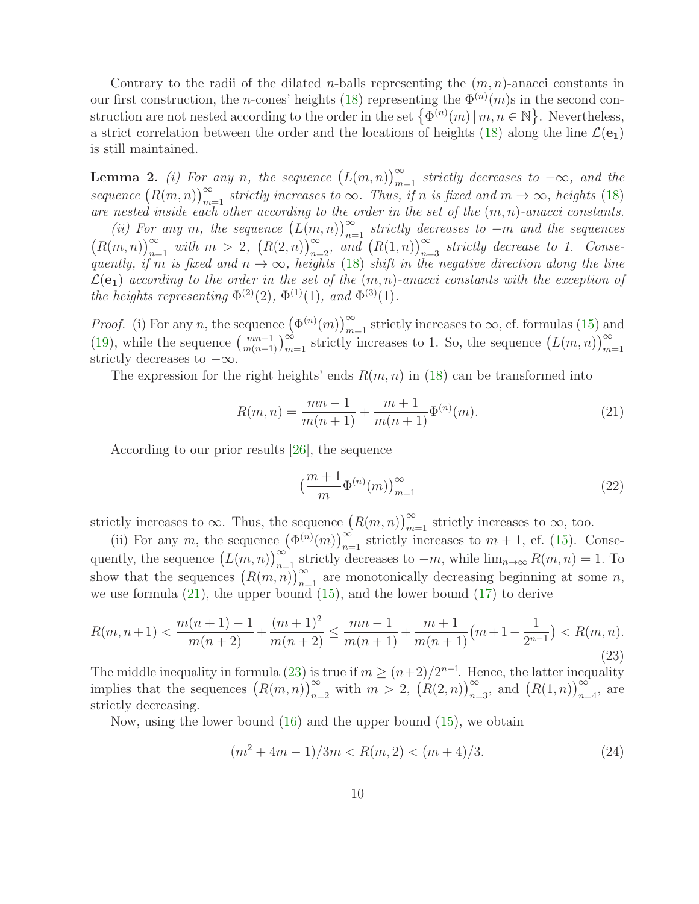Contrary to the radii of the dilated $n$-balls representing the $(m,n)$-anacci constants in our first construction, the $n$-cones' heights (18) representing the $\Phi^{(n)}(m)$s in the second construction are not nested according to the order in the set $\{\Phi^{(n)}(m) \mid m,n \in \mathbb{N}\}$. Nevertheless, a strict correlation between the order and the locations of heights (18) along the line $\mathcal{L}(\mathbf{e_1})$ is still maintained.

**Lemma 2.** *(i) For any $n$, the sequence $\big(L(m,n)\big)_{m=1}^{\infty}$ strictly decreases to $-\infty$, and the sequence $\big(R(m,n)\big)_{m=1}^{\infty}$ strictly increases to $\infty$. Thus, if $n$ is fixed and $m \to \infty$, heights (18) are nested inside each other according to the order in the set of the $(m,n)$-anacci constants.*

*(ii) For any $m$, the sequence $\big(L(m,n)\big)_{n=1}^{\infty}$ strictly decreases to $-m$ and the sequences $\big(R(m,n)\big)_{n=1}^{\infty}$ with $m > 2$, $\big(R(2,n)\big)_{n=2}^{\infty}$, and $\big(R(1,n)\big)_{n=3}^{\infty}$ strictly decrease to 1. Consequently, if $m$ is fixed and $n \to \infty$, heights (18) shift in the negative direction along the line $\mathcal{L}(\mathbf{e_1})$ according to the order in the set of the $(m,n)$-anacci constants with the exception of the heights representing $\Phi^{(2)}(2)$, $\Phi^{(1)}(1)$, and $\Phi^{(3)}(1)$.*

*Proof.* (i) For any $n$, the sequence $\big(\Phi^{(n)}(m)\big)_{m=1}^{\infty}$ strictly increases to $\infty$, cf. formulas (15) and (19), while the sequence $\big(\frac{mn-1}{m(n+1)}\big)_{m=1}^{\infty}$ strictly increases to 1. So, the sequence $\big(L(m,n)\big)_{m=1}^{\infty}$ strictly decreases to $-\infty$.

The expression for the right heights' ends $R(m,n)$ in (18) can be transformed into

$$R(m,n) = \frac{mn-1}{m(n+1)} + \frac{m+1}{m(n+1)}\Phi^{(n)}(m). \tag{21}$$

According to our prior results [26], the sequence

$$\big(\frac{m+1}{m}\Phi^{(n)}(m)\big)_{m=1}^{\infty} \tag{22}$$

strictly increases to $\infty$. Thus, the sequence $\big(R(m,n)\big)_{m=1}^{\infty}$ strictly increases to $\infty$, too.

(ii) For any $m$, the sequence $\big(\Phi^{(n)}(m)\big)_{n=1}^{\infty}$ strictly increases to $m+1$, cf. (15). Consequently, the sequence $\big(L(m,n)\big)_{n=1}^{\infty}$ strictly decreases to $-m$, while $\lim_{n\to\infty} R(m,n) = 1$. To show that the sequences $\big(R(m,n)\big)_{n=1}^{\infty}$ are monotonically decreasing beginning at some $n$, we use formula (21), the upper bound (15), and the lower bound (17) to derive

$$R(m,n+1) < \frac{m(n+1)-1}{m(n+2)} + \frac{(m+1)^2}{m(n+2)} \le \frac{mn-1}{m(n+1)} + \frac{m+1}{m(n+1)}\big(m+1-\frac{1}{2^{n-1}}\big) < R(m,n). \tag{23}$$

The middle inequality in formula (23) is true if $m \ge (n+2)/2^{n-1}$. Hence, the latter inequality implies that the sequences $\big(R(m,n)\big)_{n=2}^{\infty}$ with $m > 2$, $\big(R(2,n)\big)_{n=3}^{\infty}$, and $\big(R(1,n)\big)_{n=4}^{\infty}$, are strictly decreasing.

Now, using the lower bound (16) and the upper bound (15), we obtain

$$(m^2+4m-1)/3m < R(m,2) < (m+4)/3. \tag{24}$$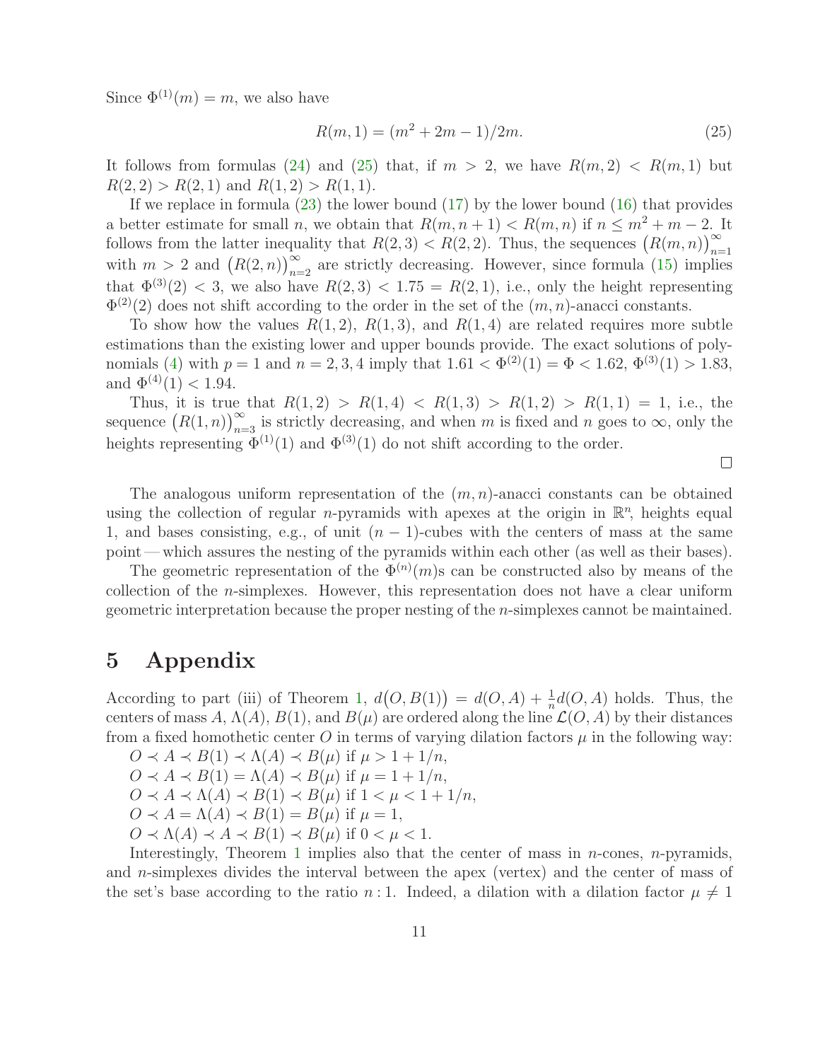Since $\Phi^{(1)}(m) = m$, we also have

$$R(m,1) = (m^2 + 2m - 1)/2m. \tag{25}$$

It follows from formulas (24) and (25) that, if $m > 2$, we have $R(m,2) < R(m,1)$ but $R(2,2) > R(2,1)$ and $R(1,2) > R(1,1)$.

If we replace in formula (23) the lower bound (17) by the lower bound (16) that provides a better estimate for small $n$, we obtain that $R(m,n+1) < R(m,n)$ if $n \leq m^2 + m - 2$. It follows from the latter inequality that $R(2,3) < R(2,2)$. Thus, the sequences $\big(R(m,n)\big)_{n=1}^{\infty}$ with $m > 2$ and $\big(R(2,n)\big)_{n=2}^{\infty}$ are strictly decreasing. However, since formula (15) implies that $\Phi^{(3)}(2) < 3$, we also have $R(2,3) < 1.75 = R(2,1)$, i.e., only the height representing $\Phi^{(2)}(2)$ does not shift according to the order in the set of the $(m,n)$-anacci constants.

To show how the values $R(1,2)$, $R(1,3)$, and $R(1,4)$ are related requires more subtle estimations than the existing lower and upper bounds provide. The exact solutions of polynomials (4) with $p = 1$ and $n = 2, 3, 4$ imply that $1.61 < \Phi^{(2)}(1) = \Phi < 1.62$, $\Phi^{(3)}(1) > 1.83$, and $\Phi^{(4)}(1) < 1.94$.

Thus, it is true that $R(1,2) > R(1,4) < R(1,3) > R(1,2) > R(1,1) = 1$, i.e., the sequence $\big(R(1,n)\big)_{n=3}^{\infty}$ is strictly decreasing, and when $m$ is fixed and $n$ goes to $\infty$, only the heights representing $\Phi^{(1)}(1)$ and $\Phi^{(3)}(1)$ do not shift according to the order.

□

The analogous uniform representation of the $(m,n)$-anacci constants can be obtained using the collection of regular $n$-pyramids with apexes at the origin in $\mathbb{R}^n$, heights equal 1, and bases consisting, e.g., of unit $(n-1)$-cubes with the centers of mass at the same point — which assures the nesting of the pyramids within each other (as well as their bases).

The geometric representation of the $\Phi^{(n)}(m)$s can be constructed also by means of the collection of the $n$-simplexes. However, this representation does not have a clear uniform geometric interpretation because the proper nesting of the $n$-simplexes cannot be maintained.

# 5 Appendix

According to part (iii) of Theorem 1, $d\big(O, B(1)\big) = d(O,A) + \frac{1}{n} d(O,A)$ holds. Thus, the centers of mass $A$, $\Lambda(A)$, $B(1)$, and $B(\mu)$ are ordered along the line $\mathcal{L}(O,A)$ by their distances from a fixed homothetic center $O$ in terms of varying dilation factors $\mu$ in the following way:

$O \prec A \prec B(1) \prec \Lambda(A) \prec B(\mu)$ if $\mu > 1 + 1/n$,
$O \prec A \prec B(1) = \Lambda(A) \prec B(\mu)$ if $\mu = 1 + 1/n$,
$O \prec A \prec \Lambda(A) \prec B(1) \prec B(\mu)$ if $1 < \mu < 1 + 1/n$,
$O \prec A = \Lambda(A) \prec B(1) = B(\mu)$ if $\mu = 1$,
$O \prec \Lambda(A) \prec A \prec B(1) \prec B(\mu)$ if $0 < \mu < 1$.

Interestingly, Theorem 1 implies also that the center of mass in $n$-cones, $n$-pyramids, and $n$-simplexes divides the interval between the apex (vertex) and the center of mass of the set's base according to the ratio $n:1$. Indeed, a dilation with a dilation factor $\mu \neq 1$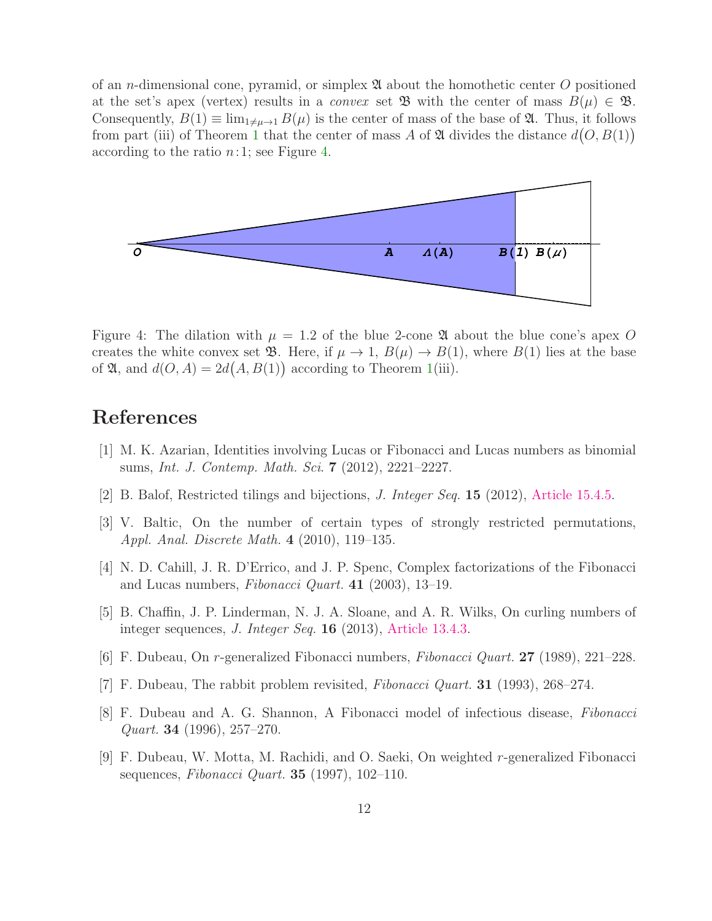of an $n$-dimensional cone, pyramid, or simplex $\mathfrak{A}$ about the homothetic center $O$ positioned at the set's apex (vertex) results in a *convex* set $\mathfrak{B}$ with the center of mass $B(\mu) \in \mathfrak{B}$. Consequently, $B(1) \equiv \lim_{1 \neq \mu \to 1} B(\mu)$ is the center of mass of the base of $\mathfrak{A}$. Thus, it follows from part (iii) of Theorem 1 that the center of mass $A$ of $\mathfrak{A}$ divides the distance $d\big(O, B(1)\big)$ according to the ratio $n\!:\!1$; see Figure 4.

Figure 4: The dilation with $\mu = 1.2$ of the blue 2-cone $\mathfrak{A}$ about the blue cone's apex $O$ creates the white convex set $\mathfrak{B}$. Here, if $\mu \to 1$, $B(\mu) \to B(1)$, where $B(1)$ lies at the base of $\mathfrak{A}$, and $d(O, A) = 2d\big(A, B(1)\big)$ according to Theorem 1(iii).

## References

[1] M. K. Azarian, Identities involving Lucas or Fibonacci and Lucas numbers as binomial sums, *Int. J. Contemp. Math. Sci.* **7** (2012), 2221–2227.

[2] B. Balof, Restricted tilings and bijections, *J. Integer Seq.* **15** (2012), Article 15.4.5.

[3] V. Baltic, On the number of certain types of strongly restricted permutations, *Appl. Anal. Discrete Math.* **4** (2010), 119–135.

[4] N. D. Cahill, J. R. D'Errico, and J. P. Spenc, Complex factorizations of the Fibonacci and Lucas numbers, *Fibonacci Quart.* **41** (2003), 13–19.

[5] B. Chaffin, J. P. Linderman, N. J. A. Sloane, and A. R. Wilks, On curling numbers of integer sequences, *J. Integer Seq.* **16** (2013), Article 13.4.3.

[6] F. Dubeau, On $r$-generalized Fibonacci numbers, *Fibonacci Quart.* **27** (1989), 221–228.

[7] F. Dubeau, The rabbit problem revisited, *Fibonacci Quart.* **31** (1993), 268–274.

[8] F. Dubeau and A. G. Shannon, A Fibonacci model of infectious disease, *Fibonacci Quart.* **34** (1996), 257–270.

[9] F. Dubeau, W. Motta, M. Rachidi, and O. Saeki, On weighted $r$-generalized Fibonacci sequences, *Fibonacci Quart.* **35** (1997), 102–110.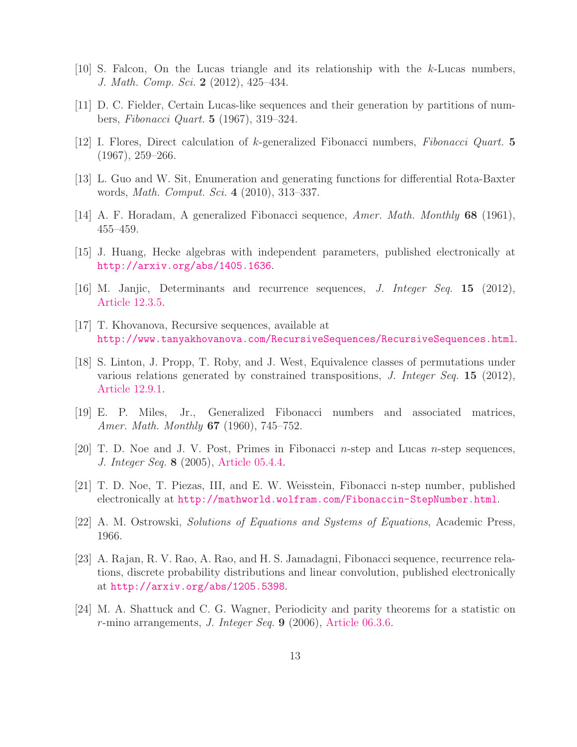[10] S. Falcon, On the Lucas triangle and its relationship with the $k$-Lucas numbers, *J. Math. Comp. Sci.* **2** (2012), 425–434.

[11] D. C. Fielder, Certain Lucas-like sequences and their generation by partitions of numbers, *Fibonacci Quart.* **5** (1967), 319–324.

[12] I. Flores, Direct calculation of $k$-generalized Fibonacci numbers, *Fibonacci Quart.* **5** (1967), 259–266.

[13] L. Guo and W. Sit, Enumeration and generating functions for differential Rota-Baxter words, *Math. Comput. Sci.* **4** (2010), 313–337.

[14] A. F. Horadam, A generalized Fibonacci sequence, *Amer. Math. Monthly* **68** (1961), 455–459.

[15] J. Huang, Hecke algebras with independent parameters, published electronically at http://arxiv.org/abs/1405.1636.

[16] M. Janjic, Determinants and recurrence sequences, *J. Integer Seq.* **15** (2012), Article 12.3.5.

[17] T. Khovanova, Recursive sequences, available at http://www.tanyakhovanova.com/RecursiveSequences/RecursiveSequences.html.

[18] S. Linton, J. Propp, T. Roby, and J. West, Equivalence classes of permutations under various relations generated by constrained transpositions, *J. Integer Seq.* **15** (2012), Article 12.9.1.

[19] E. P. Miles, Jr., Generalized Fibonacci numbers and associated matrices, *Amer. Math. Monthly* **67** (1960), 745–752.

[20] T. D. Noe and J. V. Post, Primes in Fibonacci $n$-step and Lucas $n$-step sequences, *J. Integer Seq.* **8** (2005), Article 05.4.4.

[21] T. D. Noe, T. Piezas, III, and E. W. Weisstein, Fibonacci n-step number, published electronically at http://mathworld.wolfram.com/Fibonaccin-StepNumber.html.

[22] A. M. Ostrowski, *Solutions of Equations and Systems of Equations*, Academic Press, 1966.

[23] A. Rajan, R. V. Rao, A. Rao, and H. S. Jamadagni, Fibonacci sequence, recurrence relations, discrete probability distributions and linear convolution, published electronically at http://arxiv.org/abs/1205.5398.

[24] M. A. Shattuck and C. G. Wagner, Periodicity and parity theorems for a statistic on $r$-mino arrangements, *J. Integer Seq.* **9** (2006), Article 06.3.6.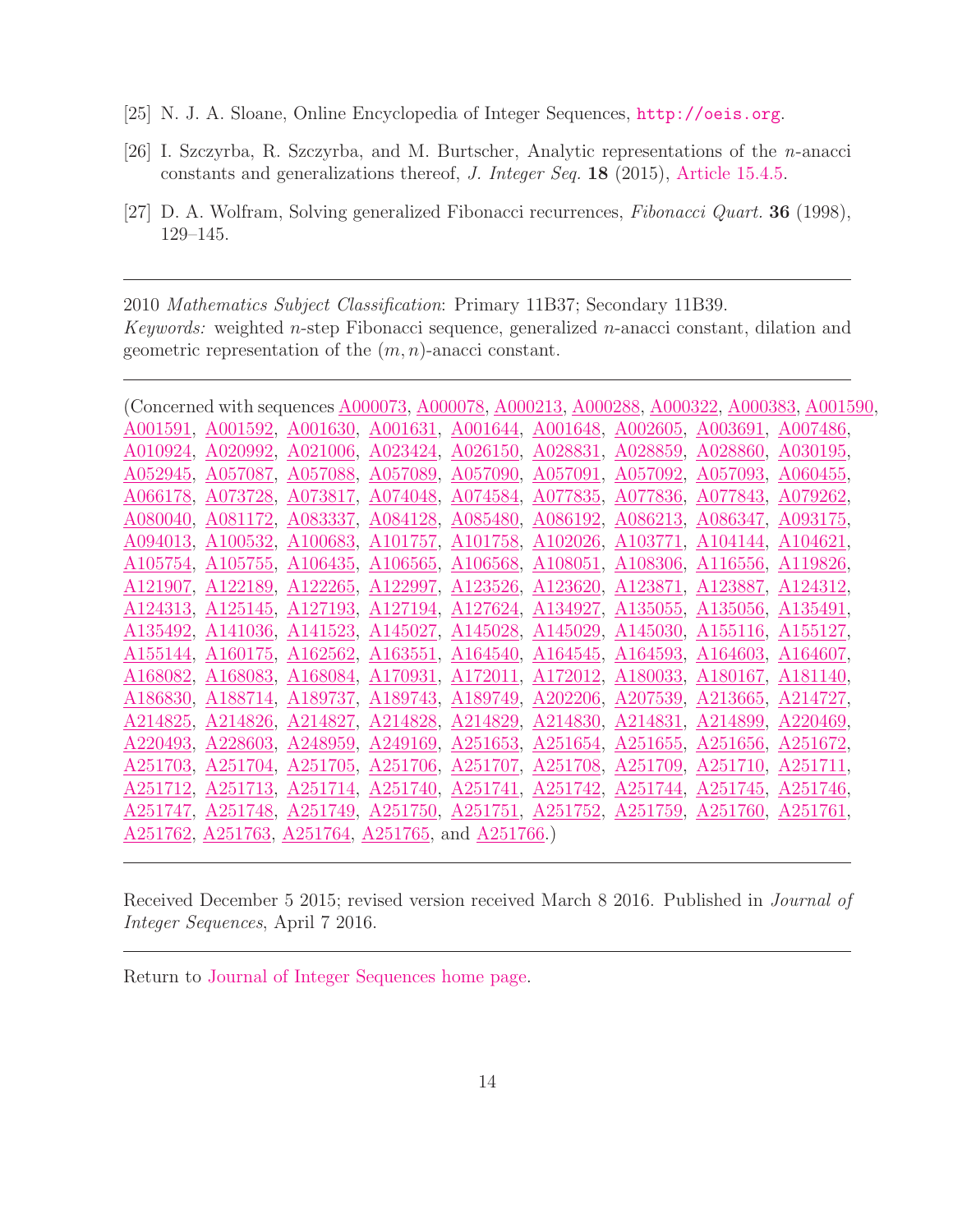[25] N. J. A. Sloane, Online Encyclopedia of Integer Sequences, http://oeis.org.

[26] I. Szczyrba, R. Szczyrba, and M. Burtscher, Analytic representations of the $n$-anacci constants and generalizations thereof, *J. Integer Seq.* **18** (2015), Article 15.4.5.

[27] D. A. Wolfram, Solving generalized Fibonacci recurrences, *Fibonacci Quart.* **36** (1998), 129–145.

---

2010 *Mathematics Subject Classification*: Primary 11B37; Secondary 11B39.
*Keywords:* weighted $n$-step Fibonacci sequence, generalized $n$-anacci constant, dilation and geometric representation of the $(m, n)$-anacci constant.

---

(Concerned with sequences A000073, A000078, A000213, A000288, A000322, A000383, A001590, A001591, A001592, A001630, A001631, A001644, A001648, A002605, A003691, A007486, A010924, A020992, A021006, A023424, A026150, A028831, A028859, A028860, A030195, A052945, A057087, A057088, A057089, A057090, A057091, A057092, A057093, A060455, A066178, A073728, A073817, A074048, A074584, A077835, A077836, A077843, A079262, A080040, A081172, A083337, A084128, A085480, A086192, A086213, A086347, A093175, A094013, A100532, A100683, A101757, A101758, A102026, A103771, A104144, A104621, A105754, A105755, A106435, A106565, A106568, A108051, A108306, A116556, A119826, A121907, A122189, A122265, A122997, A123526, A123620, A123871, A123887, A124312, A124313, A125145, A127193, A127194, A127624, A134927, A135055, A135056, A135491, A135492, A141036, A141523, A145027, A145028, A145029, A145030, A155116, A155127, A155144, A160175, A162562, A163551, A164540, A164545, A164593, A164603, A164607, A168082, A168083, A168084, A170931, A172011, A172012, A180033, A180167, A181140, A186830, A188714, A189737, A189743, A189749, A202206, A207539, A213665, A214727, A214825, A214826, A214827, A214828, A214829, A214830, A214831, A214899, A220469, A220493, A228603, A248959, A249169, A251653, A251654, A251655, A251656, A251672, A251703, A251704, A251705, A251706, A251707, A251708, A251709, A251710, A251711, A251712, A251713, A251714, A251740, A251741, A251742, A251744, A251745, A251746, A251747, A251748, A251749, A251750, A251751, A251752, A251759, A251760, A251761, A251762, A251763, A251764, A251765, and A251766.)

---

Received December 5 2015; revised version received March 8 2016. Published in *Journal of Integer Sequences*, April 7 2016.

---

Return to Journal of Integer Sequences home page.